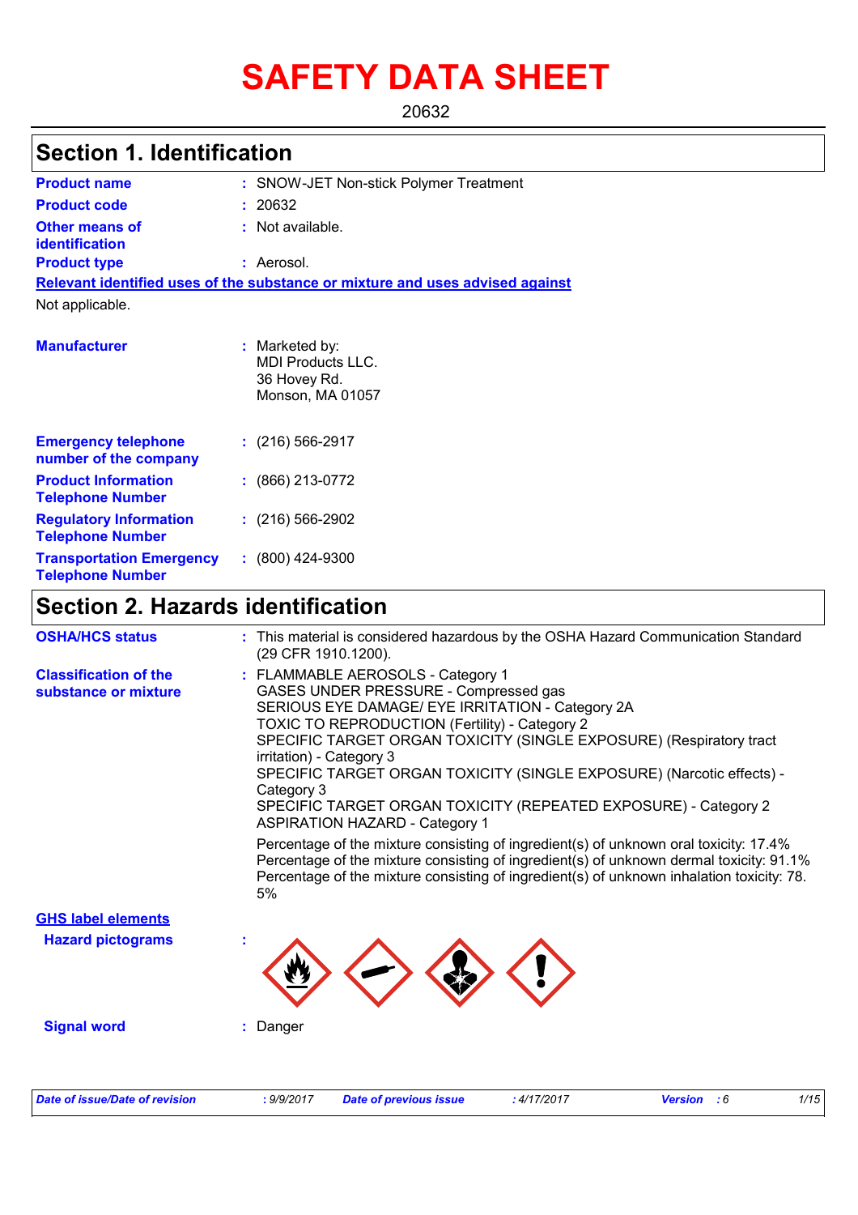# SAFETY DATA SHEET

20632

## Section 1. Identification

| | | |
|---|---|---|
| **Product name** | : | SNOW-JET Non-stick Polymer Treatment |
| **Product code** | : | 20632 |
| **Other means of identification** | : | Not available. |
| **Product type** | : | Aerosol. |

**Relevant identified uses of the substance or mixture and uses advised against**

Not applicable.

| | | |
|---|---|---|
| **Manufacturer** | : | Marketed by:<br>MDI Products LLC.<br>36 Hovey Rd.<br>Monson, MA 01057 |
| **Emergency telephone number of the company** | : | (216) 566-2917 |
| **Product Information Telephone Number** | : | (866) 213-0772 |
| **Regulatory Information Telephone Number** | : | (216) 566-2902 |
| **Transportation Emergency Telephone Number** | : | (800) 424-9300 |

## Section 2. Hazards identification

**OSHA/HCS status** : This material is considered hazardous by the OSHA Hazard Communication Standard (29 CFR 1910.1200).

**Classification of the substance or mixture** :
FLAMMABLE AEROSOLS - Category 1
GASES UNDER PRESSURE - Compressed gas
SERIOUS EYE DAMAGE/ EYE IRRITATION - Category 2A
TOXIC TO REPRODUCTION (Fertility) - Category 2
SPECIFIC TARGET ORGAN TOXICITY (SINGLE EXPOSURE) (Respiratory tract irritation) - Category 3
SPECIFIC TARGET ORGAN TOXICITY (SINGLE EXPOSURE) (Narcotic effects) - Category 3
SPECIFIC TARGET ORGAN TOXICITY (REPEATED EXPOSURE) - Category 2
ASPIRATION HAZARD - Category 1

Percentage of the mixture consisting of ingredient(s) of unknown oral toxicity: 17.4%
Percentage of the mixture consisting of ingredient(s) of unknown dermal toxicity: 91.1%
Percentage of the mixture consisting of ingredient(s) of unknown inhalation toxicity: 78.5%

**GHS label elements**

**Hazard pictograms** :

**Signal word** : Danger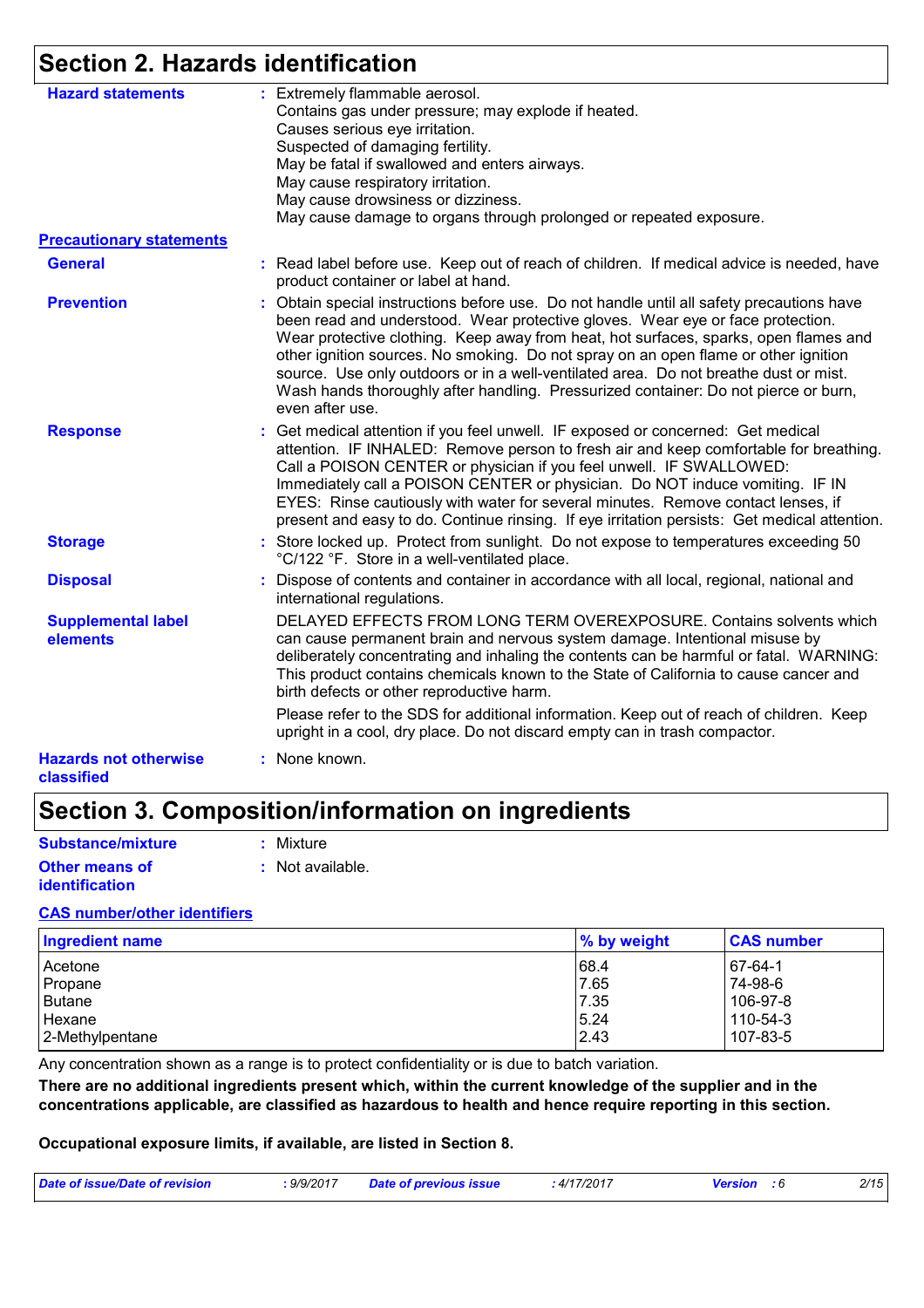## Section 2. Hazards identification

**Hazard statements** : Extremely flammable aerosol.
Contains gas under pressure; may explode if heated.
Causes serious eye irritation.
Suspected of damaging fertility.
May be fatal if swallowed and enters airways.
May cause respiratory irritation.
May cause drowsiness or dizziness.
May cause damage to organs through prolonged or repeated exposure.

**Precautionary statements**

**General** : Read label before use. Keep out of reach of children. If medical advice is needed, have product container or label at hand.

**Prevention** : Obtain special instructions before use. Do not handle until all safety precautions have been read and understood. Wear protective gloves. Wear eye or face protection. Wear protective clothing. Keep away from heat, hot surfaces, sparks, open flames and other ignition sources. No smoking. Do not spray on an open flame or other ignition source. Use only outdoors or in a well-ventilated area. Do not breathe dust or mist. Wash hands thoroughly after handling. Pressurized container: Do not pierce or burn, even after use.

**Response** : Get medical attention if you feel unwell. IF exposed or concerned: Get medical attention. IF INHALED: Remove person to fresh air and keep comfortable for breathing. Call a POISON CENTER or physician if you feel unwell. IF SWALLOWED: Immediately call a POISON CENTER or physician. Do NOT induce vomiting. IF IN EYES: Rinse cautiously with water for several minutes. Remove contact lenses, if present and easy to do. Continue rinsing. If eye irritation persists: Get medical attention.

**Storage** : Store locked up. Protect from sunlight. Do not expose to temperatures exceeding 50 °C/122 °F. Store in a well-ventilated place.

**Disposal** : Dispose of contents and container in accordance with all local, regional, national and international regulations.

**Supplemental label elements**
DELAYED EFFECTS FROM LONG TERM OVEREXPOSURE. Contains solvents which can cause permanent brain and nervous system damage. Intentional misuse by deliberately concentrating and inhaling the contents can be harmful or fatal. WARNING: This product contains chemicals known to the State of California to cause cancer and birth defects or other reproductive harm.

Please refer to the SDS for additional information. Keep out of reach of children. Keep upright in a cool, dry place. Do not discard empty can in trash compactor.

**Hazards not otherwise classified** : None known.

## Section 3. Composition/information on ingredients

**Substance/mixture** : Mixture

**Other means of identification** : Not available.

**CAS number/other identifiers**

| Ingredient name | % by weight | CAS number |
|---|---|---|
| Acetone | 68.4 | 67-64-1 |
| Propane | 7.65 | 74-98-6 |
| Butane | 7.35 | 106-97-8 |
| Hexane | 5.24 | 110-54-3 |
| 2-Methylpentane | 2.43 | 107-83-5 |

Any concentration shown as a range is to protect confidentiality or is due to batch variation.

**There are no additional ingredients present which, within the current knowledge of the supplier and in the concentrations applicable, are classified as hazardous to health and hence require reporting in this section.**

**Occupational exposure limits, if available, are listed in Section 8.**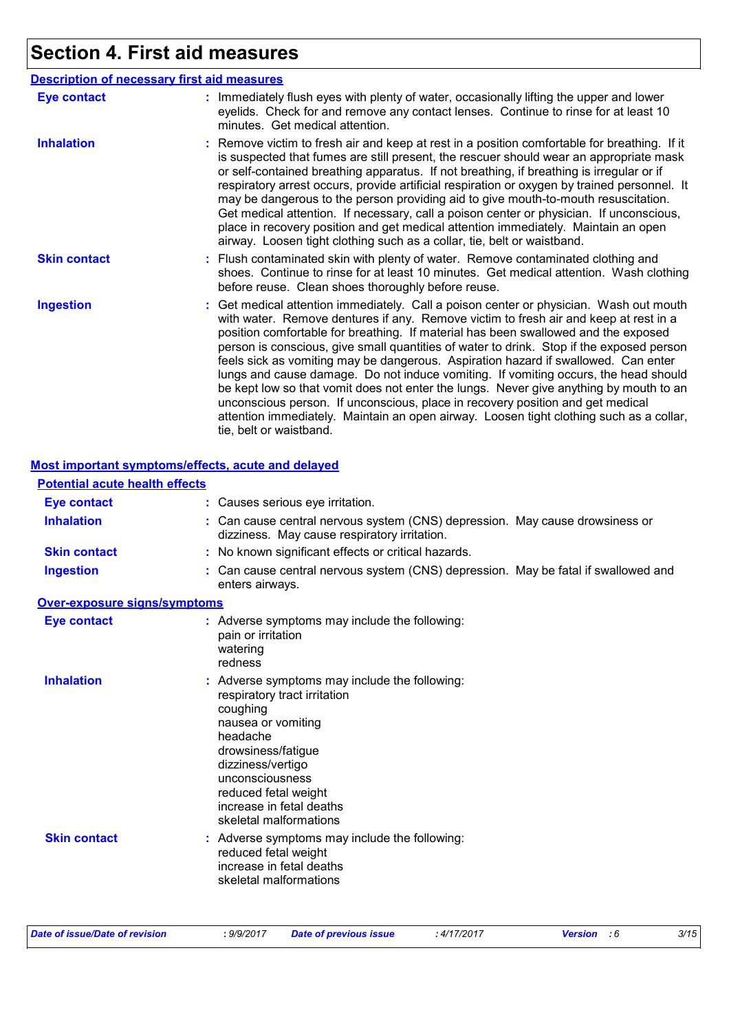# Section 4. First aid measures

## Description of necessary first aid measures

**Eye contact** : Immediately flush eyes with plenty of water, occasionally lifting the upper and lower eyelids. Check for and remove any contact lenses. Continue to rinse for at least 10 minutes. Get medical attention.

**Inhalation** : Remove victim to fresh air and keep at rest in a position comfortable for breathing. If it is suspected that fumes are still present, the rescuer should wear an appropriate mask or self-contained breathing apparatus. If not breathing, if breathing is irregular or if respiratory arrest occurs, provide artificial respiration or oxygen by trained personnel. It may be dangerous to the person providing aid to give mouth-to-mouth resuscitation. Get medical attention. If necessary, call a poison center or physician. If unconscious, place in recovery position and get medical attention immediately. Maintain an open airway. Loosen tight clothing such as a collar, tie, belt or waistband.

**Skin contact** : Flush contaminated skin with plenty of water. Remove contaminated clothing and shoes. Continue to rinse for at least 10 minutes. Get medical attention. Wash clothing before reuse. Clean shoes thoroughly before reuse.

**Ingestion** : Get medical attention immediately. Call a poison center or physician. Wash out mouth with water. Remove dentures if any. Remove victim to fresh air and keep at rest in a position comfortable for breathing. If material has been swallowed and the exposed person is conscious, give small quantities of water to drink. Stop if the exposed person feels sick as vomiting may be dangerous. Aspiration hazard if swallowed. Can enter lungs and cause damage. Do not induce vomiting. If vomiting occurs, the head should be kept low so that vomit does not enter the lungs. Never give anything by mouth to an unconscious person. If unconscious, place in recovery position and get medical attention immediately. Maintain an open airway. Loosen tight clothing such as a collar, tie, belt or waistband.

## Most important symptoms/effects, acute and delayed

### Potential acute health effects

**Eye contact** : Causes serious eye irritation.

**Inhalation** : Can cause central nervous system (CNS) depression. May cause drowsiness or dizziness. May cause respiratory irritation.

**Skin contact** : No known significant effects or critical hazards.

**Ingestion** : Can cause central nervous system (CNS) depression. May be fatal if swallowed and enters airways.

### Over-exposure signs/symptoms

**Eye contact** : Adverse symptoms may include the following:
pain or irritation
watering
redness

**Inhalation** : Adverse symptoms may include the following:
respiratory tract irritation
coughing
nausea or vomiting
headache
drowsiness/fatigue
dizziness/vertigo
unconsciousness
reduced fetal weight
increase in fetal deaths
skeletal malformations

**Skin contact** : Adverse symptoms may include the following:
reduced fetal weight
increase in fetal deaths
skeletal malformations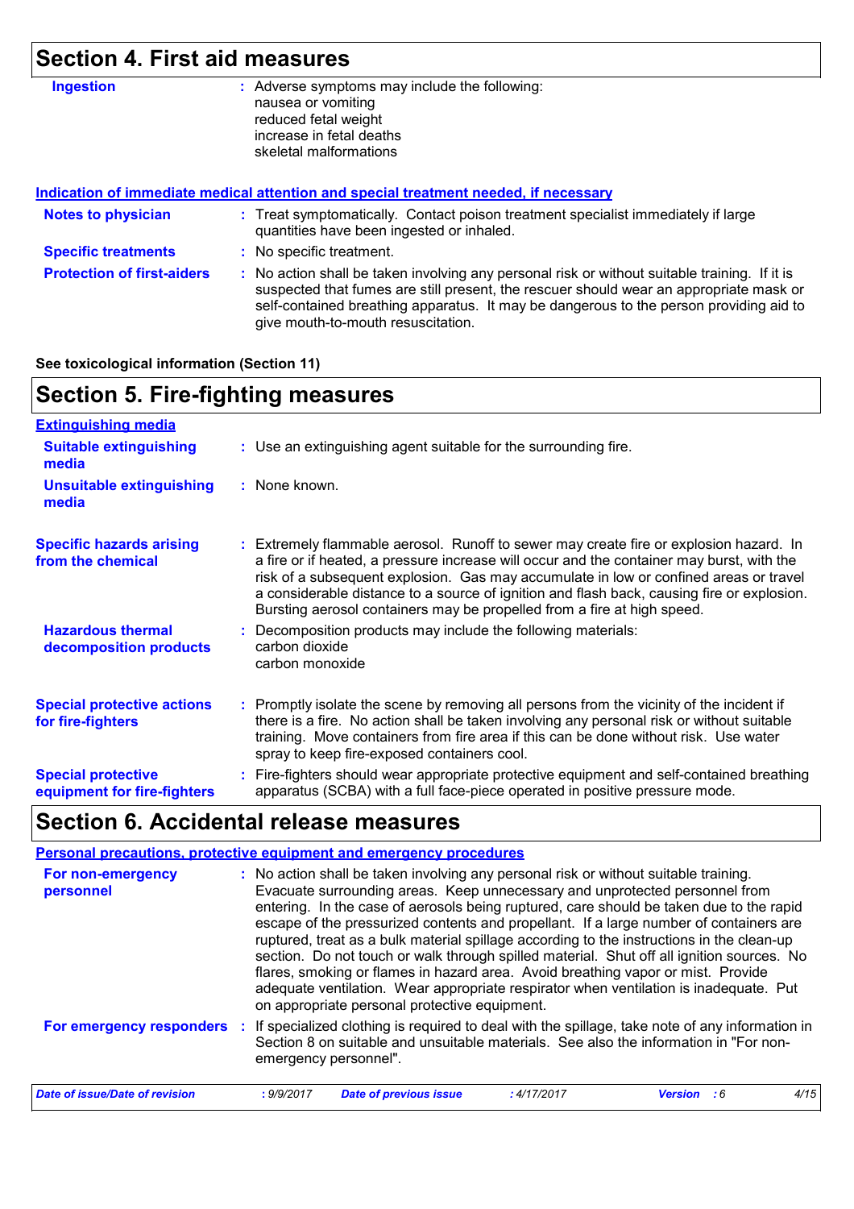## Section 4. First aid measures

**Ingestion** : Adverse symptoms may include the following:
nausea or vomiting
reduced fetal weight
increase in fetal deaths
skeletal malformations

**Indication of immediate medical attention and special treatment needed, if necessary**

**Notes to physician** : Treat symptomatically. Contact poison treatment specialist immediately if large quantities have been ingested or inhaled.

**Specific treatments** : No specific treatment.

**Protection of first-aiders** : No action shall be taken involving any personal risk or without suitable training. If it is suspected that fumes are still present, the rescuer should wear an appropriate mask or self-contained breathing apparatus. It may be dangerous to the person providing aid to give mouth-to-mouth resuscitation.

**See toxicological information (Section 11)**

## Section 5. Fire-fighting measures

**Extinguishing media**

**Suitable extinguishing media** : Use an extinguishing agent suitable for the surrounding fire.

**Unsuitable extinguishing media** : None known.

**Specific hazards arising from the chemical** : Extremely flammable aerosol. Runoff to sewer may create fire or explosion hazard. In a fire or if heated, a pressure increase will occur and the container may burst, with the risk of a subsequent explosion. Gas may accumulate in low or confined areas or travel a considerable distance to a source of ignition and flash back, causing fire or explosion. Bursting aerosol containers may be propelled from a fire at high speed.

**Hazardous thermal decomposition products** : Decomposition products may include the following materials:
carbon dioxide
carbon monoxide

**Special protective actions for fire-fighters** : Promptly isolate the scene by removing all persons from the vicinity of the incident if there is a fire. No action shall be taken involving any personal risk or without suitable training. Move containers from fire area if this can be done without risk. Use water spray to keep fire-exposed containers cool.

**Special protective equipment for fire-fighters** : Fire-fighters should wear appropriate protective equipment and self-contained breathing apparatus (SCBA) with a full face-piece operated in positive pressure mode.

## Section 6. Accidental release measures

**Personal precautions, protective equipment and emergency procedures**

**For non-emergency personnel** : No action shall be taken involving any personal risk or without suitable training. Evacuate surrounding areas. Keep unnecessary and unprotected personnel from entering. In the case of aerosols being ruptured, care should be taken due to the rapid escape of the pressurized contents and propellant. If a large number of containers are ruptured, treat as a bulk material spillage according to the instructions in the clean-up section. Do not touch or walk through spilled material. Shut off all ignition sources. No flares, smoking or flames in hazard area. Avoid breathing vapor or mist. Provide adequate ventilation. Wear appropriate respirator when ventilation is inadequate. Put on appropriate personal protective equipment.

**For emergency responders** : If specialized clothing is required to deal with the spillage, take note of any information in Section 8 on suitable and unsuitable materials. See also the information in "For non-emergency personnel".

*Date of issue/Date of revision* : 9/9/2017 *Date of previous issue* : 4/17/2017 *Version* : 6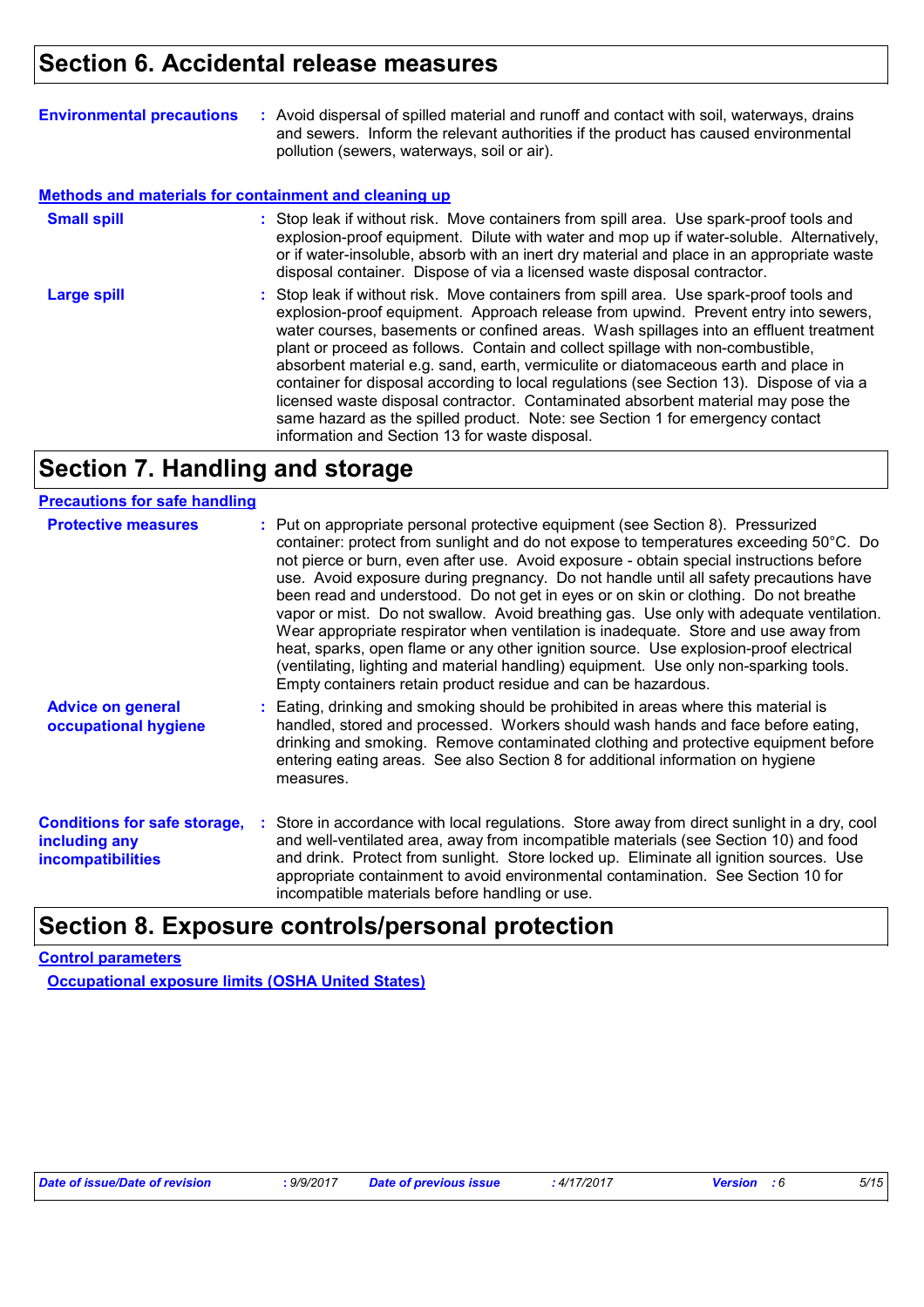## Section 6. Accidental release measures

**Environmental precautions** : Avoid dispersal of spilled material and runoff and contact with soil, waterways, drains and sewers. Inform the relevant authorities if the product has caused environmental pollution (sewers, waterways, soil or air).

### Methods and materials for containment and cleaning up

**Small spill** : Stop leak if without risk. Move containers from spill area. Use spark-proof tools and explosion-proof equipment. Dilute with water and mop up if water-soluble. Alternatively, or if water-insoluble, absorb with an inert dry material and place in an appropriate waste disposal container. Dispose of via a licensed waste disposal contractor.

**Large spill** : Stop leak if without risk. Move containers from spill area. Use spark-proof tools and explosion-proof equipment. Approach release from upwind. Prevent entry into sewers, water courses, basements or confined areas. Wash spillages into an effluent treatment plant or proceed as follows. Contain and collect spillage with non-combustible, absorbent material e.g. sand, earth, vermiculite or diatomaceous earth and place in container for disposal according to local regulations (see Section 13). Dispose of via a licensed waste disposal contractor. Contaminated absorbent material may pose the same hazard as the spilled product. Note: see Section 1 for emergency contact information and Section 13 for waste disposal.

## Section 7. Handling and storage

### Precautions for safe handling

**Protective measures** : Put on appropriate personal protective equipment (see Section 8). Pressurized container: protect from sunlight and do not expose to temperatures exceeding 50°C. Do not pierce or burn, even after use. Avoid exposure - obtain special instructions before use. Avoid exposure during pregnancy. Do not handle until all safety precautions have been read and understood. Do not get in eyes or on skin or clothing. Do not breathe vapor or mist. Do not swallow. Avoid breathing gas. Use only with adequate ventilation. Wear appropriate respirator when ventilation is inadequate. Store and use away from heat, sparks, open flame or any other ignition source. Use explosion-proof electrical (ventilating, lighting and material handling) equipment. Use only non-sparking tools. Empty containers retain product residue and can be hazardous.

**Advice on general occupational hygiene** : Eating, drinking and smoking should be prohibited in areas where this material is handled, stored and processed. Workers should wash hands and face before eating, drinking and smoking. Remove contaminated clothing and protective equipment before entering eating areas. See also Section 8 for additional information on hygiene measures.

**Conditions for safe storage, including any incompatibilities** : Store in accordance with local regulations. Store away from direct sunlight in a dry, cool and well-ventilated area, away from incompatible materials (see Section 10) and food and drink. Protect from sunlight. Store locked up. Eliminate all ignition sources. Use appropriate containment to avoid environmental contamination. See Section 10 for incompatible materials before handling or use.

## Section 8. Exposure controls/personal protection

### Control parameters

#### Occupational exposure limits (OSHA United States)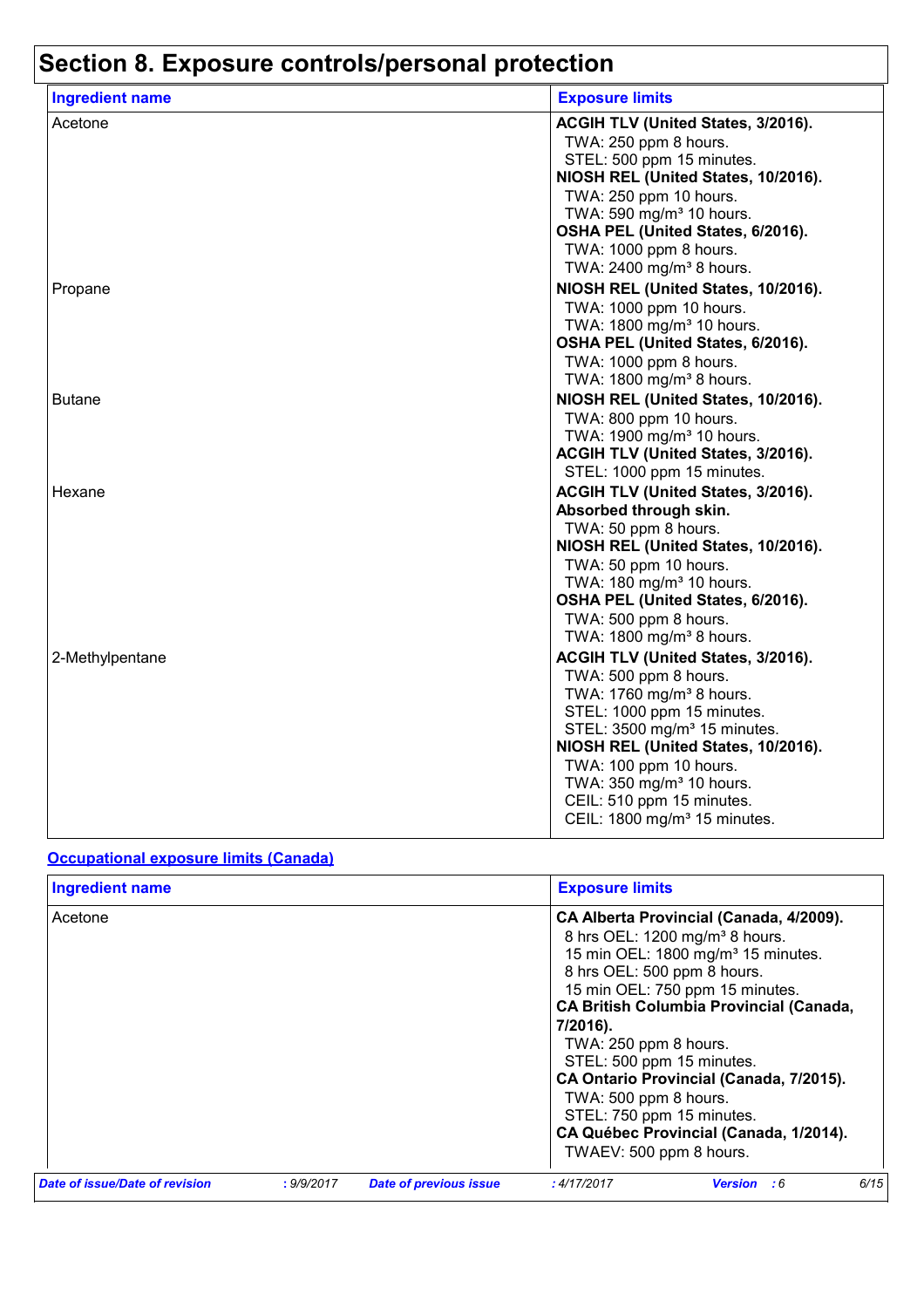# Section 8. Exposure controls/personal protection

| Ingredient name | Exposure limits |
|---|---|
| Acetone | **ACGIH TLV (United States, 3/2016).**<br>TWA: 250 ppm 8 hours.<br>STEL: 500 ppm 15 minutes.<br>**NIOSH REL (United States, 10/2016).**<br>TWA: 250 ppm 10 hours.<br>TWA: 590 mg/m³ 10 hours.<br>**OSHA PEL (United States, 6/2016).**<br>TWA: 1000 ppm 8 hours.<br>TWA: 2400 mg/m³ 8 hours. |
| Propane | **NIOSH REL (United States, 10/2016).**<br>TWA: 1000 ppm 10 hours.<br>TWA: 1800 mg/m³ 10 hours.<br>**OSHA PEL (United States, 6/2016).**<br>TWA: 1000 ppm 8 hours.<br>TWA: 1800 mg/m³ 8 hours. |
| Butane | **NIOSH REL (United States, 10/2016).**<br>TWA: 800 ppm 10 hours.<br>TWA: 1900 mg/m³ 10 hours.<br>**ACGIH TLV (United States, 3/2016).**<br>STEL: 1000 ppm 15 minutes. |
| Hexane | **ACGIH TLV (United States, 3/2016). Absorbed through skin.**<br>TWA: 50 ppm 8 hours.<br>**NIOSH REL (United States, 10/2016).**<br>TWA: 50 ppm 10 hours.<br>TWA: 180 mg/m³ 10 hours.<br>**OSHA PEL (United States, 6/2016).**<br>TWA: 500 ppm 8 hours.<br>TWA: 1800 mg/m³ 8 hours. |
| 2-Methylpentane | **ACGIH TLV (United States, 3/2016).**<br>TWA: 500 ppm 8 hours.<br>TWA: 1760 mg/m³ 8 hours.<br>STEL: 1000 ppm 15 minutes.<br>STEL: 3500 mg/m³ 15 minutes.<br>**NIOSH REL (United States, 10/2016).**<br>TWA: 100 ppm 10 hours.<br>TWA: 350 mg/m³ 10 hours.<br>CEIL: 510 ppm 15 minutes.<br>CEIL: 1800 mg/m³ 15 minutes. |

**Occupational exposure limits (Canada)**

| Ingredient name | Exposure limits |
|---|---|
| Acetone | **CA Alberta Provincial (Canada, 4/2009).**<br>8 hrs OEL: 1200 mg/m³ 8 hours.<br>15 min OEL: 1800 mg/m³ 15 minutes.<br>8 hrs OEL: 500 ppm 8 hours.<br>15 min OEL: 750 ppm 15 minutes.<br>**CA British Columbia Provincial (Canada, 7/2016).**<br>TWA: 250 ppm 8 hours.<br>STEL: 500 ppm 15 minutes.<br>**CA Ontario Provincial (Canada, 7/2015).**<br>TWA: 500 ppm 8 hours.<br>STEL: 750 ppm 15 minutes.<br>**CA Québec Provincial (Canada, 1/2014).**<br>TWAEV: 500 ppm 8 hours. |

*Date of issue/Date of revision* : 9/9/2017 *Date of previous issue* : 4/17/2017 *Version* : 6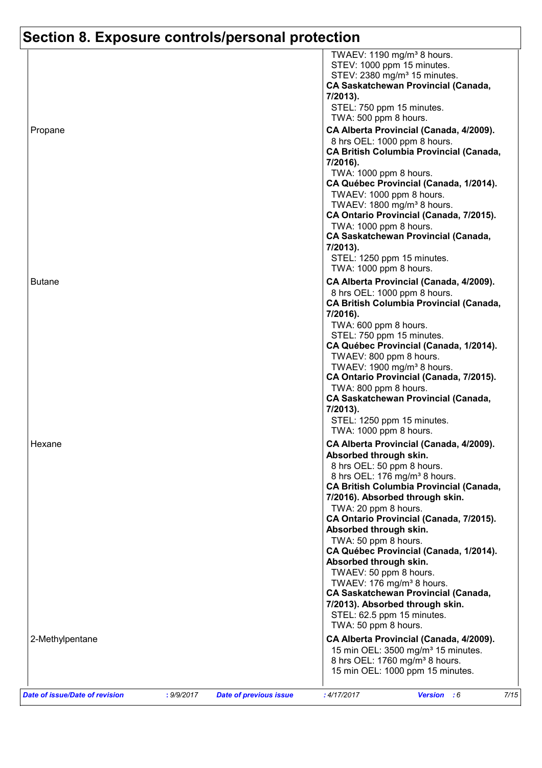# Section 8. Exposure controls/personal protection

| | |
|---|---|
| | TWAEV: 1190 mg/m³ 8 hours.<br>STEV: 1000 ppm 15 minutes.<br>STEV: 2380 mg/m³ 15 minutes.<br>**CA Saskatchewan Provincial (Canada, 7/2013).**<br>STEL: 750 ppm 15 minutes.<br>TWA: 500 ppm 8 hours. |
| Propane | **CA Alberta Provincial (Canada, 4/2009).**<br>8 hrs OEL: 1000 ppm 8 hours.<br>**CA British Columbia Provincial (Canada, 7/2016).**<br>TWA: 1000 ppm 8 hours.<br>**CA Québec Provincial (Canada, 1/2014).**<br>TWAEV: 1000 ppm 8 hours.<br>TWAEV: 1800 mg/m³ 8 hours.<br>**CA Ontario Provincial (Canada, 7/2015).**<br>TWA: 1000 ppm 8 hours.<br>**CA Saskatchewan Provincial (Canada, 7/2013).**<br>STEL: 1250 ppm 15 minutes.<br>TWA: 1000 ppm 8 hours. |
| Butane | **CA Alberta Provincial (Canada, 4/2009).**<br>8 hrs OEL: 1000 ppm 8 hours.<br>**CA British Columbia Provincial (Canada, 7/2016).**<br>TWA: 600 ppm 8 hours.<br>STEL: 750 ppm 15 minutes.<br>**CA Québec Provincial (Canada, 1/2014).**<br>TWAEV: 800 ppm 8 hours.<br>TWAEV: 1900 mg/m³ 8 hours.<br>**CA Ontario Provincial (Canada, 7/2015).**<br>TWA: 800 ppm 8 hours.<br>**CA Saskatchewan Provincial (Canada, 7/2013).**<br>STEL: 1250 ppm 15 minutes.<br>TWA: 1000 ppm 8 hours. |
| Hexane | **CA Alberta Provincial (Canada, 4/2009). Absorbed through skin.**<br>8 hrs OEL: 50 ppm 8 hours.<br>8 hrs OEL: 176 mg/m³ 8 hours.<br>**CA British Columbia Provincial (Canada, 7/2016). Absorbed through skin.**<br>TWA: 20 ppm 8 hours.<br>**CA Ontario Provincial (Canada, 7/2015). Absorbed through skin.**<br>TWA: 50 ppm 8 hours.<br>**CA Québec Provincial (Canada, 1/2014). Absorbed through skin.**<br>TWAEV: 50 ppm 8 hours.<br>TWAEV: 176 mg/m³ 8 hours.<br>**CA Saskatchewan Provincial (Canada, 7/2013). Absorbed through skin.**<br>STEL: 62.5 ppm 15 minutes.<br>TWA: 50 ppm 8 hours. |
| 2-Methylpentane | **CA Alberta Provincial (Canada, 4/2009).**<br>15 min OEL: 3500 mg/m³ 15 minutes.<br>8 hrs OEL: 1760 mg/m³ 8 hours.<br>15 min OEL: 1000 ppm 15 minutes. |

***Date of issue/Date of revision*** : 9/9/2017 ***Date of previous issue*** : 4/17/2017 ***Version*** : 6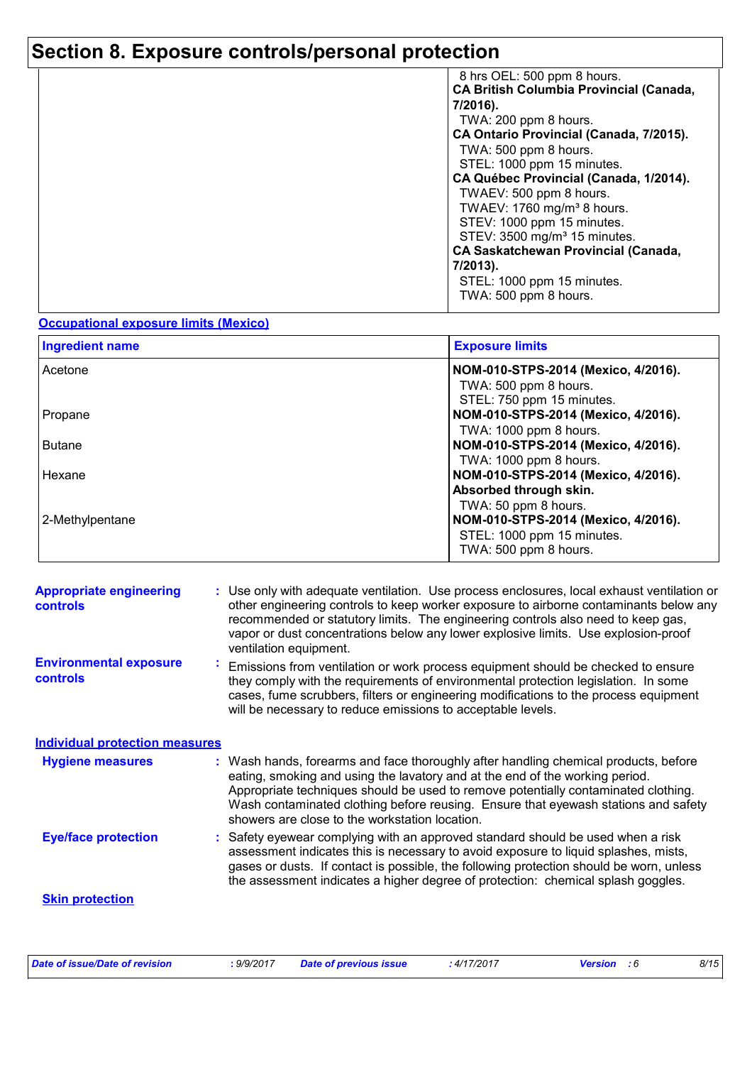# Section 8. Exposure controls/personal protection

| | |
|---|---|
| | 8 hrs OEL: 500 ppm 8 hours.<br>**CA British Columbia Provincial (Canada, 7/2016).**<br>TWA: 200 ppm 8 hours.<br>**CA Ontario Provincial (Canada, 7/2015).**<br>TWA: 500 ppm 8 hours.<br>STEL: 1000 ppm 15 minutes.<br>**CA Québec Provincial (Canada, 1/2014).**<br>TWAEV: 500 ppm 8 hours.<br>TWAEV: 1760 mg/m³ 8 hours.<br>STEV: 1000 ppm 15 minutes.<br>STEV: 3500 mg/m³ 15 minutes.<br>**CA Saskatchewan Provincial (Canada, 7/2013).**<br>STEL: 1000 ppm 15 minutes.<br>TWA: 500 ppm 8 hours. |

**Occupational exposure limits (Mexico)**

| Ingredient name | Exposure limits |
|---|---|
| Acetone | **NOM-010-STPS-2014 (Mexico, 4/2016).**<br>TWA: 500 ppm 8 hours.<br>STEL: 750 ppm 15 minutes. |
| Propane | **NOM-010-STPS-2014 (Mexico, 4/2016).**<br>TWA: 1000 ppm 8 hours. |
| Butane | **NOM-010-STPS-2014 (Mexico, 4/2016).**<br>TWA: 1000 ppm 8 hours. |
| Hexane | **NOM-010-STPS-2014 (Mexico, 4/2016). Absorbed through skin.**<br>TWA: 50 ppm 8 hours. |
| 2-Methylpentane | **NOM-010-STPS-2014 (Mexico, 4/2016).**<br>STEL: 1000 ppm 15 minutes.<br>TWA: 500 ppm 8 hours. |

**Appropriate engineering controls** : Use only with adequate ventilation. Use process enclosures, local exhaust ventilation or other engineering controls to keep worker exposure to airborne contaminants below any recommended or statutory limits. The engineering controls also need to keep gas, vapor or dust concentrations below any lower explosive limits. Use explosion-proof ventilation equipment.

**Environmental exposure controls** : Emissions from ventilation or work process equipment should be checked to ensure they comply with the requirements of environmental protection legislation. In some cases, fume scrubbers, filters or engineering modifications to the process equipment will be necessary to reduce emissions to acceptable levels.

**Individual protection measures**

**Hygiene measures** : Wash hands, forearms and face thoroughly after handling chemical products, before eating, smoking and using the lavatory and at the end of the working period. Appropriate techniques should be used to remove potentially contaminated clothing. Wash contaminated clothing before reusing. Ensure that eyewash stations and safety showers are close to the workstation location.

**Eye/face protection** : Safety eyewear complying with an approved standard should be used when a risk assessment indicates this is necessary to avoid exposure to liquid splashes, mists, gases or dusts. If contact is possible, the following protection should be worn, unless the assessment indicates a higher degree of protection: chemical splash goggles.

**Skin protection**

*Date of issue/Date of revision* : 9/9/2017 *Date of previous issue* : 4/17/2017 *Version* : 6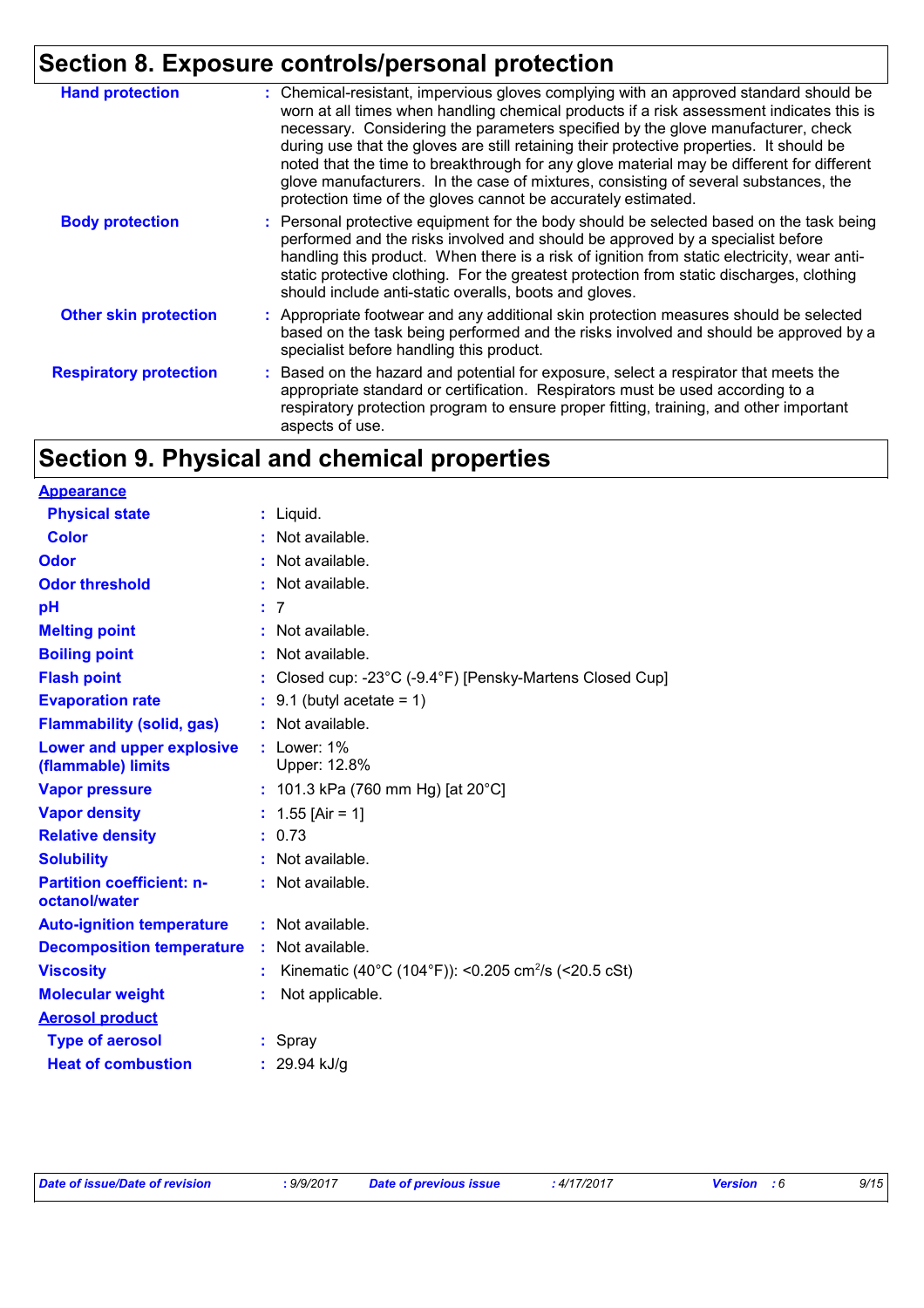## Section 8. Exposure controls/personal protection

| | |
|---|---|
| **Hand protection** | : Chemical-resistant, impervious gloves complying with an approved standard should be worn at all times when handling chemical products if a risk assessment indicates this is necessary. Considering the parameters specified by the glove manufacturer, check during use that the gloves are still retaining their protective properties. It should be noted that the time to breakthrough for any glove material may be different for different glove manufacturers. In the case of mixtures, consisting of several substances, the protection time of the gloves cannot be accurately estimated. |
| **Body protection** | : Personal protective equipment for the body should be selected based on the task being performed and the risks involved and should be approved by a specialist before handling this product. When there is a risk of ignition from static electricity, wear anti-static protective clothing. For the greatest protection from static discharges, clothing should include anti-static overalls, boots and gloves. |
| **Other skin protection** | : Appropriate footwear and any additional skin protection measures should be selected based on the task being performed and the risks involved and should be approved by a specialist before handling this product. |
| **Respiratory protection** | : Based on the hazard and potential for exposure, select a respirator that meets the appropriate standard or certification. Respirators must be used according to a respiratory protection program to ensure proper fitting, training, and other important aspects of use. |

## Section 9. Physical and chemical properties

**Appearance**

| | |
|---|---|
| **Physical state** | : Liquid. |
| **Color** | : Not available. |
| **Odor** | : Not available. |
| **Odor threshold** | : Not available. |
| **pH** | : 7 |
| **Melting point** | : Not available. |
| **Boiling point** | : Not available. |
| **Flash point** | : Closed cup: -23°C (-9.4°F) [Pensky-Martens Closed Cup] |
| **Evaporation rate** | : 9.1 (butyl acetate = 1) |
| **Flammability (solid, gas)** | : Not available. |
| **Lower and upper explosive (flammable) limits** | : Lower: 1%<br>Upper: 12.8% |
| **Vapor pressure** | : 101.3 kPa (760 mm Hg) [at 20°C] |
| **Vapor density** | : 1.55 [Air = 1] |
| **Relative density** | : 0.73 |
| **Solubility** | : Not available. |
| **Partition coefficient: n-octanol/water** | : Not available. |
| **Auto-ignition temperature** | : Not available. |
| **Decomposition temperature** | : Not available. |
| **Viscosity** | : Kinematic (40°C (104°F)): <0.205 $cm^2/s$ (<20.5 cSt) |
| **Molecular weight** | : Not applicable. |

**Aerosol product**

| | |
|---|---|
| **Type of aerosol** | : Spray |
| **Heat of combustion** | : 29.94 kJ/g |

*Date of issue/Date of revision* : 9/9/2017 *Date of previous issue* : 4/17/2017 *Version* : 6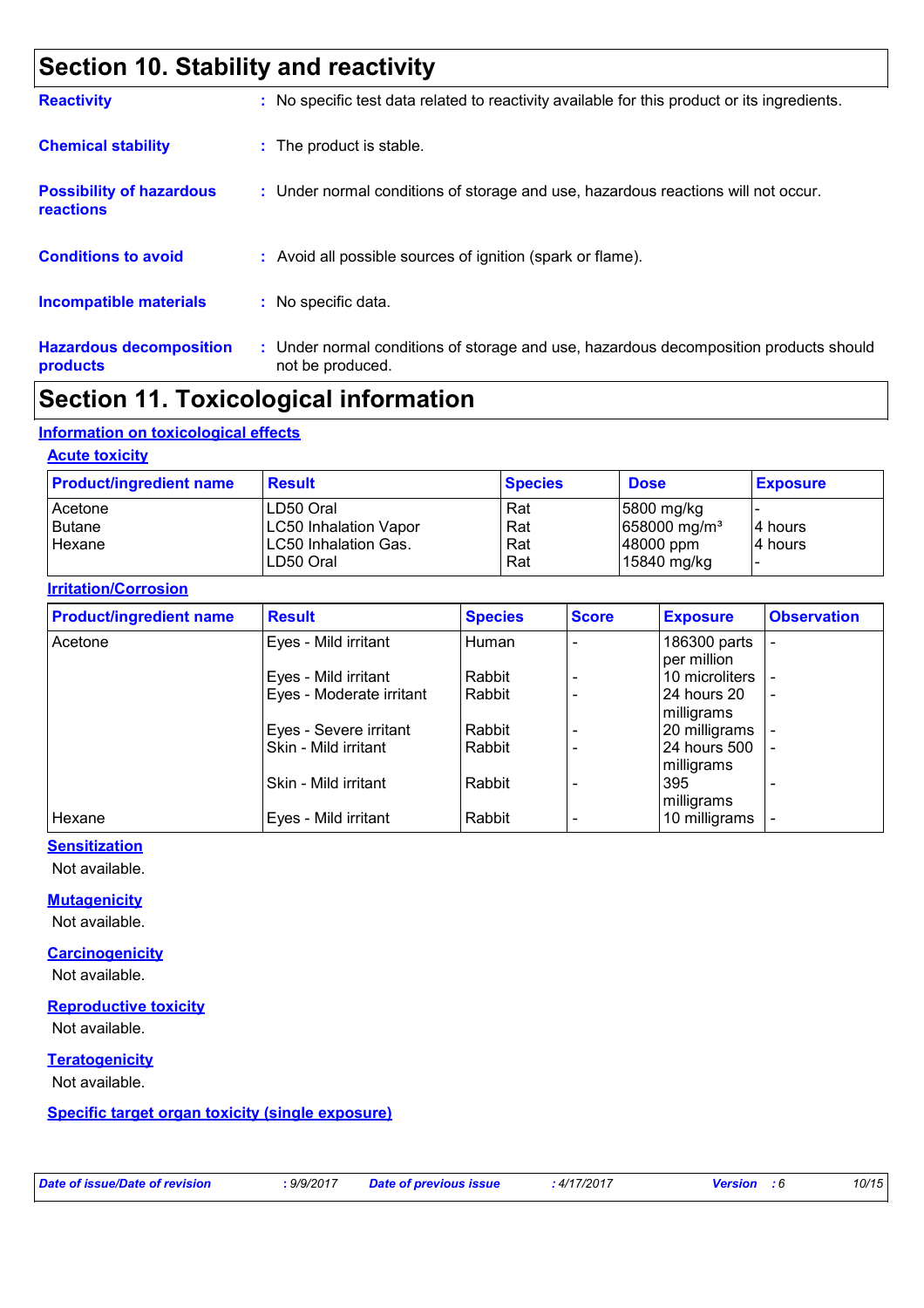## Section 10. Stability and reactivity

**Reactivity** : No specific test data related to reactivity available for this product or its ingredients.

**Chemical stability** : The product is stable.

**Possibility of hazardous reactions** : Under normal conditions of storage and use, hazardous reactions will not occur.

**Conditions to avoid** : Avoid all possible sources of ignition (spark or flame).

**Incompatible materials** : No specific data.

**Hazardous decomposition products** : Under normal conditions of storage and use, hazardous decomposition products should not be produced.

## Section 11. Toxicological information

### Information on toxicological effects

#### Acute toxicity

| Product/ingredient name | Result | Species | Dose | Exposure |
|---|---|---|---|---|
| Acetone | LD50 Oral | Rat | 5800 mg/kg | - |
| Butane | LC50 Inhalation Vapor | Rat | 658000 mg/m³ | 4 hours |
| Hexane | LC50 Inhalation Gas. | Rat | 48000 ppm | 4 hours |
| | LD50 Oral | Rat | 15840 mg/kg | - |

#### Irritation/Corrosion

| Product/ingredient name | Result | Species | Score | Exposure | Observation |
|---|---|---|---|---|---|
| Acetone | Eyes - Mild irritant | Human | - | 186300 parts per million | - |
| | Eyes - Mild irritant | Rabbit | - | 10 microliters | - |
| | Eyes - Moderate irritant | Rabbit | - | 24 hours 20 milligrams | - |
| | Eyes - Severe irritant | Rabbit | - | 20 milligrams | - |
| | Skin - Mild irritant | Rabbit | - | 24 hours 500 milligrams | - |
| | Skin - Mild irritant | Rabbit | - | 395 milligrams | - |
| Hexane | Eyes - Mild irritant | Rabbit | - | 10 milligrams | - |

#### Sensitization

Not available.

#### Mutagenicity

Not available.

#### Carcinogenicity

Not available.

#### Reproductive toxicity

Not available.

#### Teratogenicity

Not available.

#### Specific target organ toxicity (single exposure)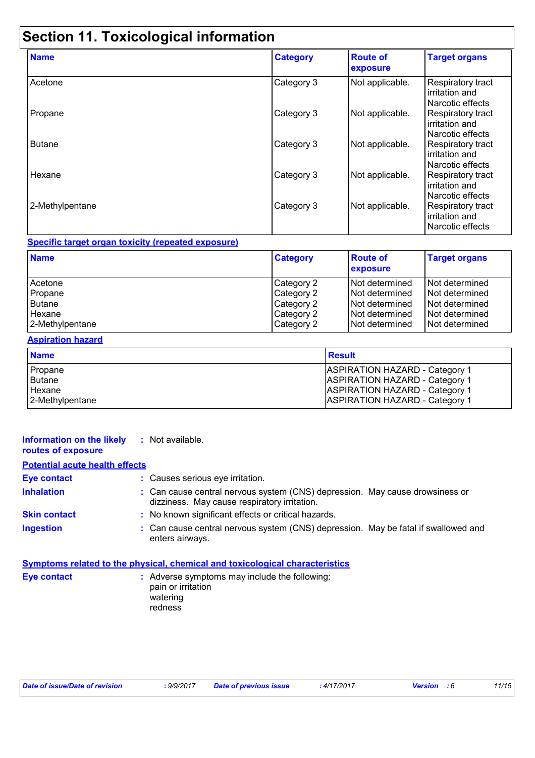# Section 11. Toxicological information

| Name | Category | Route of exposure | Target organs |
| --- | --- | --- | --- |
| Acetone | Category 3 | Not applicable. | Respiratory tract irritation and Narcotic effects |
| Propane | Category 3 | Not applicable. | Respiratory tract irritation and Narcotic effects |
| Butane | Category 3 | Not applicable. | Respiratory tract irritation and Narcotic effects |
| Hexane | Category 3 | Not applicable. | Respiratory tract irritation and Narcotic effects |
| 2-Methylpentane | Category 3 | Not applicable. | Respiratory tract irritation and Narcotic effects |

**Specific target organ toxicity (repeated exposure)**

| Name | Category | Route of exposure | Target organs |
| --- | --- | --- | --- |
| Acetone | Category 2 | Not determined | Not determined |
| Propane | Category 2 | Not determined | Not determined |
| Butane | Category 2 | Not determined | Not determined |
| Hexane | Category 2 | Not determined | Not determined |
| 2-Methylpentane | Category 2 | Not determined | Not determined |

**Aspiration hazard**

| Name | Result |
| --- | --- |
| Propane | ASPIRATION HAZARD - Category 1 |
| Butane | ASPIRATION HAZARD - Category 1 |
| Hexane | ASPIRATION HAZARD - Category 1 |
| 2-Methylpentane | ASPIRATION HAZARD - Category 1 |

**Information on the likely routes of exposure** : Not available.

**Potential acute health effects**

**Eye contact** : Causes serious eye irritation.

**Inhalation** : Can cause central nervous system (CNS) depression. May cause drowsiness or dizziness. May cause respiratory irritation.

**Skin contact** : No known significant effects or critical hazards.

**Ingestion** : Can cause central nervous system (CNS) depression. May be fatal if swallowed and enters airways.

**Symptoms related to the physical, chemical and toxicological characteristics**

**Eye contact** : Adverse symptoms may include the following:
pain or irritation
watering
redness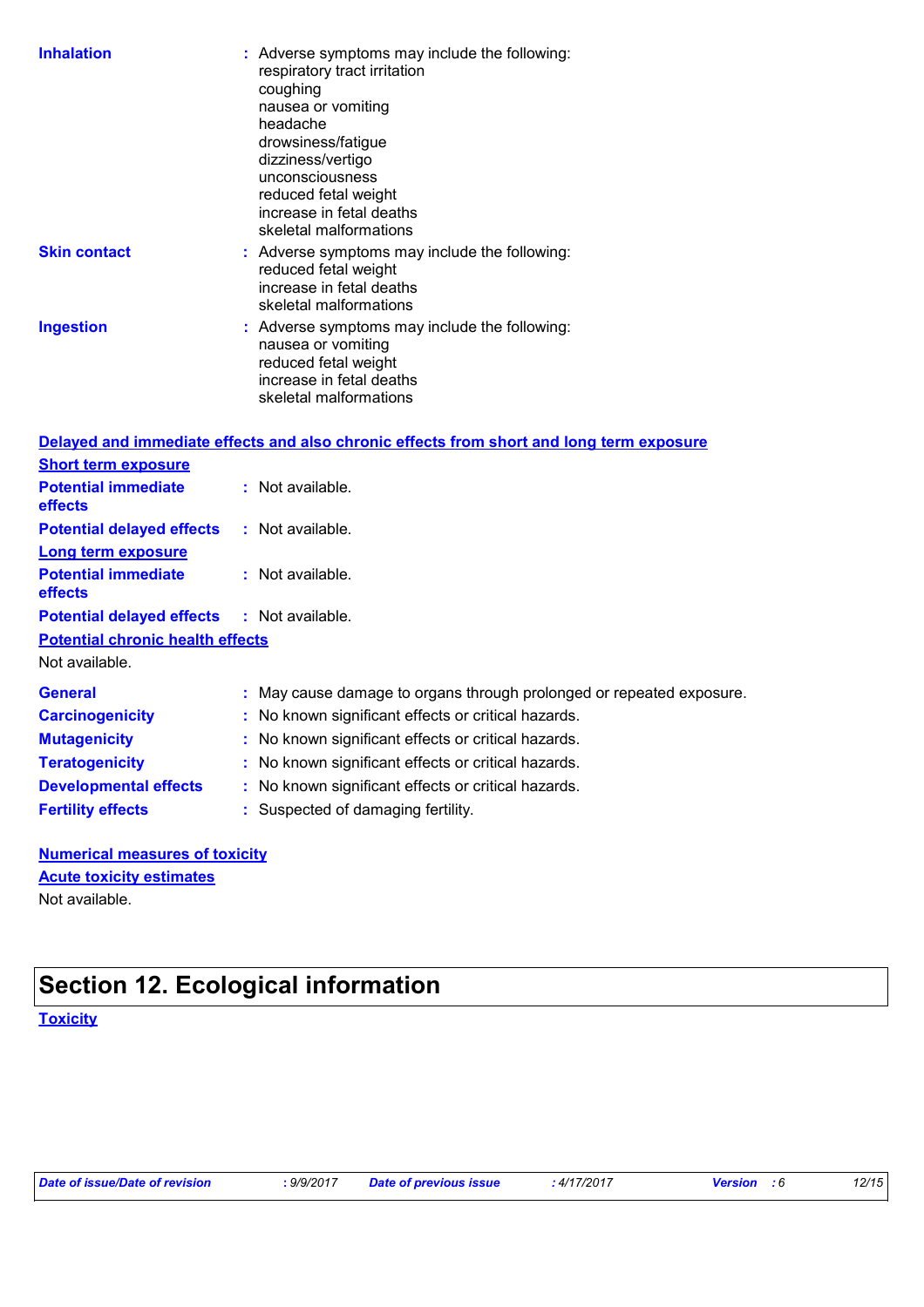**Inhalation** : Adverse symptoms may include the following:
respiratory tract irritation
coughing
nausea or vomiting
headache
drowsiness/fatigue
dizziness/vertigo
unconsciousness
reduced fetal weight
increase in fetal deaths
skeletal malformations

**Skin contact** : Adverse symptoms may include the following:
reduced fetal weight
increase in fetal deaths
skeletal malformations

**Ingestion** : Adverse symptoms may include the following:
nausea or vomiting
reduced fetal weight
increase in fetal deaths
skeletal malformations

**Delayed and immediate effects and also chronic effects from short and long term exposure**

**Short term exposure**

**Potential immediate effects** : Not available.

**Potential delayed effects** : Not available.

**Long term exposure**

**Potential immediate effects** : Not available.

**Potential delayed effects** : Not available.

**Potential chronic health effects**

Not available.

**General** : May cause damage to organs through prolonged or repeated exposure.

**Carcinogenicity** : No known significant effects or critical hazards.

**Mutagenicity** : No known significant effects or critical hazards.

**Teratogenicity** : No known significant effects or critical hazards.

**Developmental effects** : No known significant effects or critical hazards.

**Fertility effects** : Suspected of damaging fertility.

**Numerical measures of toxicity**

**Acute toxicity estimates**

Not available.

# Section 12. Ecological information

**Toxicity**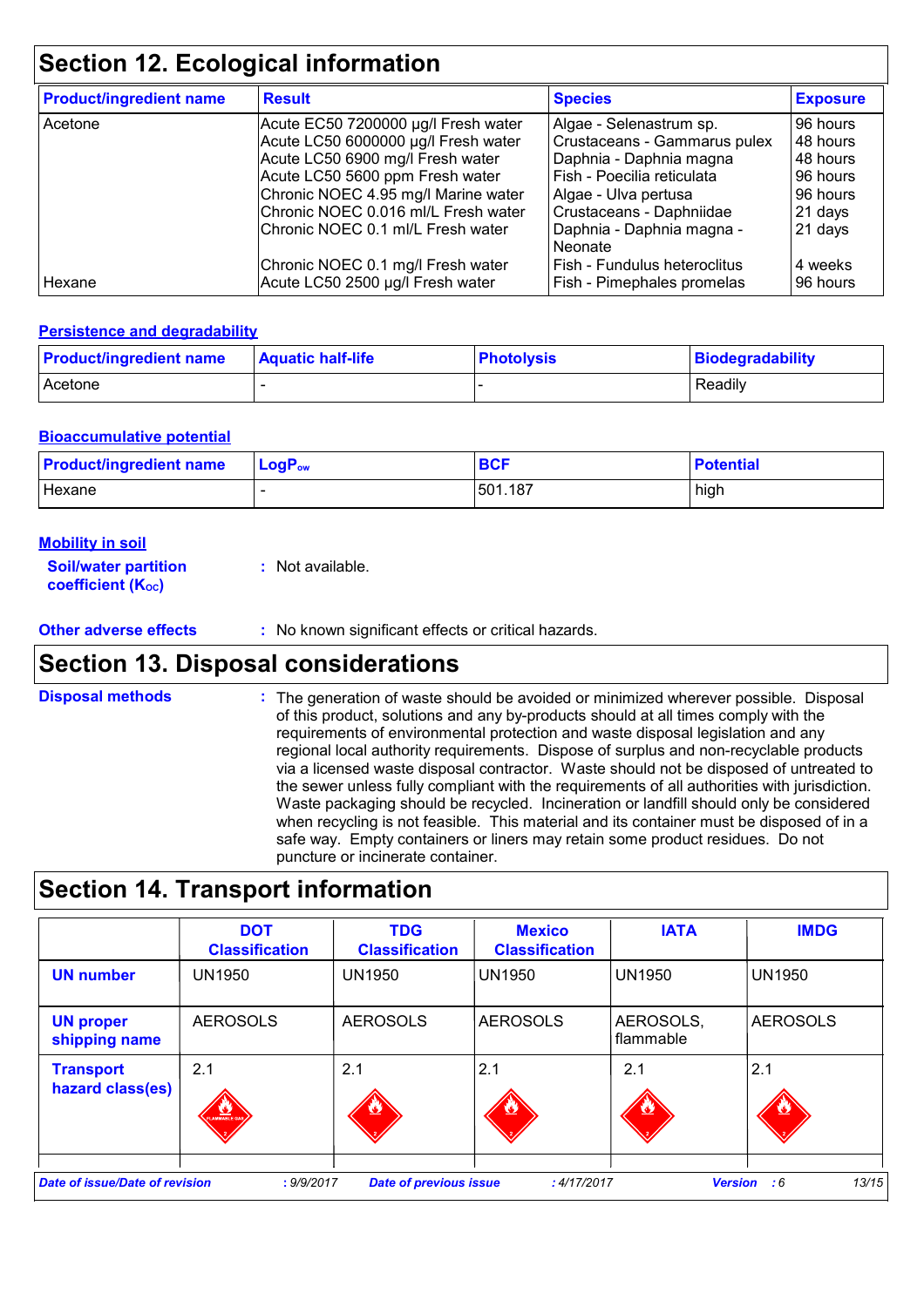## Section 12. Ecological information

| Product/ingredient name | Result | Species | Exposure |
|---|---|---|---|
| Acetone | Acute EC50 7200000 µg/l Fresh water | Algae - Selenastrum sp. | 96 hours |
| | Acute LC50 6000000 µg/l Fresh water | Crustaceans - Gammarus pulex | 48 hours |
| | Acute LC50 6900 mg/l Fresh water | Daphnia - Daphnia magna | 48 hours |
| | Acute LC50 5600 ppm Fresh water | Fish - Poecilia reticulata | 96 hours |
| | Chronic NOEC 4.95 mg/l Marine water | Algae - Ulva pertusa | 96 hours |
| | Chronic NOEC 0.016 ml/L Fresh water | Crustaceans - Daphniidae | 21 days |
| | Chronic NOEC 0.1 ml/L Fresh water | Daphnia - Daphnia magna - Neonate | 21 days |
| | Chronic NOEC 0.1 mg/l Fresh water | Fish - Fundulus heteroclitus | 4 weeks |
| Hexane | Acute LC50 2500 µg/l Fresh water | Fish - Pimephales promelas | 96 hours |

### Persistence and degradability

| Product/ingredient name | Aquatic half-life | Photolysis | Biodegradability |
|---|---|---|---|
| Acetone | - | - | Readily |

### Bioaccumulative potential

| Product/ingredient name | $LogP_{ow}$ | BCF | Potential |
|---|---|---|---|
| Hexane | - | 501.187 | high |

### Mobility in soil

**Soil/water partition coefficient ($K_{OC}$)** : Not available.

**Other adverse effects** : No known significant effects or critical hazards.

## Section 13. Disposal considerations

**Disposal methods** : The generation of waste should be avoided or minimized wherever possible. Disposal of this product, solutions and any by-products should at all times comply with the requirements of environmental protection and waste disposal legislation and any regional local authority requirements. Dispose of surplus and non-recyclable products via a licensed waste disposal contractor. Waste should not be disposed of untreated to the sewer unless fully compliant with the requirements of all authorities with jurisdiction. Waste packaging should be recycled. Incineration or landfill should only be considered when recycling is not feasible. This material and its container must be disposed of in a safe way. Empty containers or liners may retain some product residues. Do not puncture or incinerate container.

## Section 14. Transport information

| | DOT Classification | TDG Classification | Mexico Classification | IATA | IMDG |
|---|---|---|---|---|---|
| **UN number** | UN1950 | UN1950 | UN1950 | UN1950 | UN1950 |
| **UN proper shipping name** | AEROSOLS | AEROSOLS | AEROSOLS | AEROSOLS, flammable | AEROSOLS |
| **Transport hazard class(es)** | 2.1 | 2.1 | 2.1 | 2.1 | 2.1 |

*Date of issue/Date of revision* : 9/9/2017 *Date of previous issue* : 4/17/2017 *Version* : 6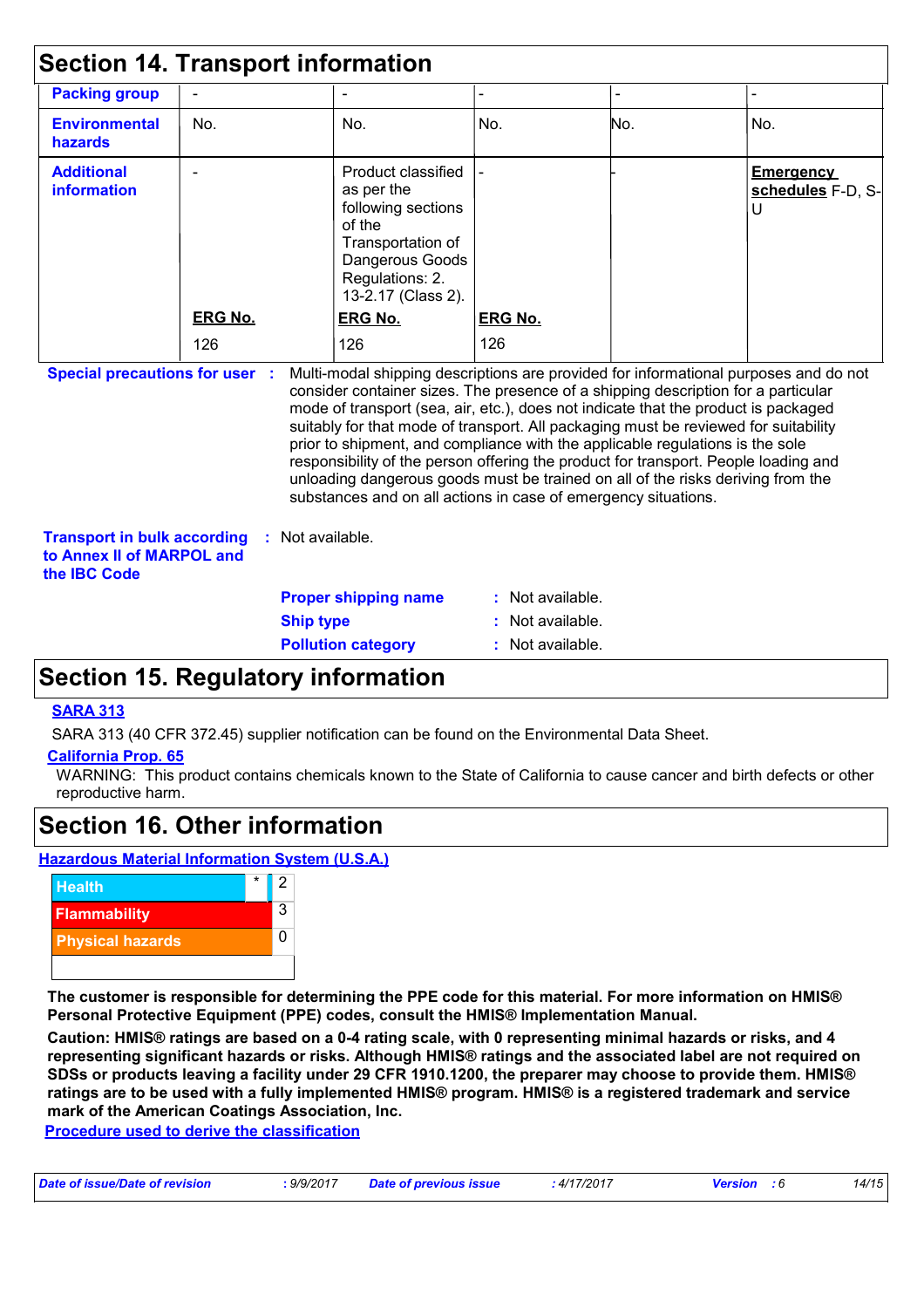## Section 14. Transport information

| | | | | | |
|---|---|---|---|---|---|
| **Packing group** | - | - | - | - | - |
| **Environmental hazards** | No. | No. | No. | No. | No. |
| **Additional information** | -<br><br>**ERG No.**<br>126 | Product classified as per the following sections of the Transportation of Dangerous Goods Regulations: 2.13-2.17 (Class 2).<br>**ERG No.**<br>126 | -<br><br>**ERG No.**<br>126 | - | **Emergency schedules** F-D, S-U |

**Special precautions for user** : Multi-modal shipping descriptions are provided for informational purposes and do not consider container sizes. The presence of a shipping description for a particular mode of transport (sea, air, etc.), does not indicate that the product is packaged suitably for that mode of transport. All packaging must be reviewed for suitability prior to shipment, and compliance with the applicable regulations is the sole responsibility of the person offering the product for transport. People loading and unloading dangerous goods must be trained on all of the risks deriving from the substances and on all actions in case of emergency situations.

**Transport in bulk according to Annex II of MARPOL and the IBC Code** : Not available.

**Proper shipping name** : Not available.

**Ship type** : Not available.

**Pollution category** : Not available.

## Section 15. Regulatory information

**SARA 313**

SARA 313 (40 CFR 372.45) supplier notification can be found on the Environmental Data Sheet.

**California Prop. 65**

WARNING: This product contains chemicals known to the State of California to cause cancer and birth defects or other reproductive harm.

## Section 16. Other information

**Hazardous Material Information System (U.S.A.)**

| | |
|---|---|
| Health | * 2 |
| Flammability | 3 |
| Physical hazards | 0 |
| | |

**The customer is responsible for determining the PPE code for this material. For more information on HMIS® Personal Protective Equipment (PPE) codes, consult the HMIS® Implementation Manual.**

**Caution: HMIS® ratings are based on a 0-4 rating scale, with 0 representing minimal hazards or risks, and 4 representing significant hazards or risks. Although HMIS® ratings and the associated label are not required on SDSs or products leaving a facility under 29 CFR 1910.1200, the preparer may choose to provide them. HMIS® ratings are to be used with a fully implemented HMIS® program. HMIS® is a registered trademark and service mark of the American Coatings Association, Inc.**

**Procedure used to derive the classification**

*Date of issue/Date of revision* : 9/9/2017 *Date of previous issue* : 4/17/2017 *Version* : 6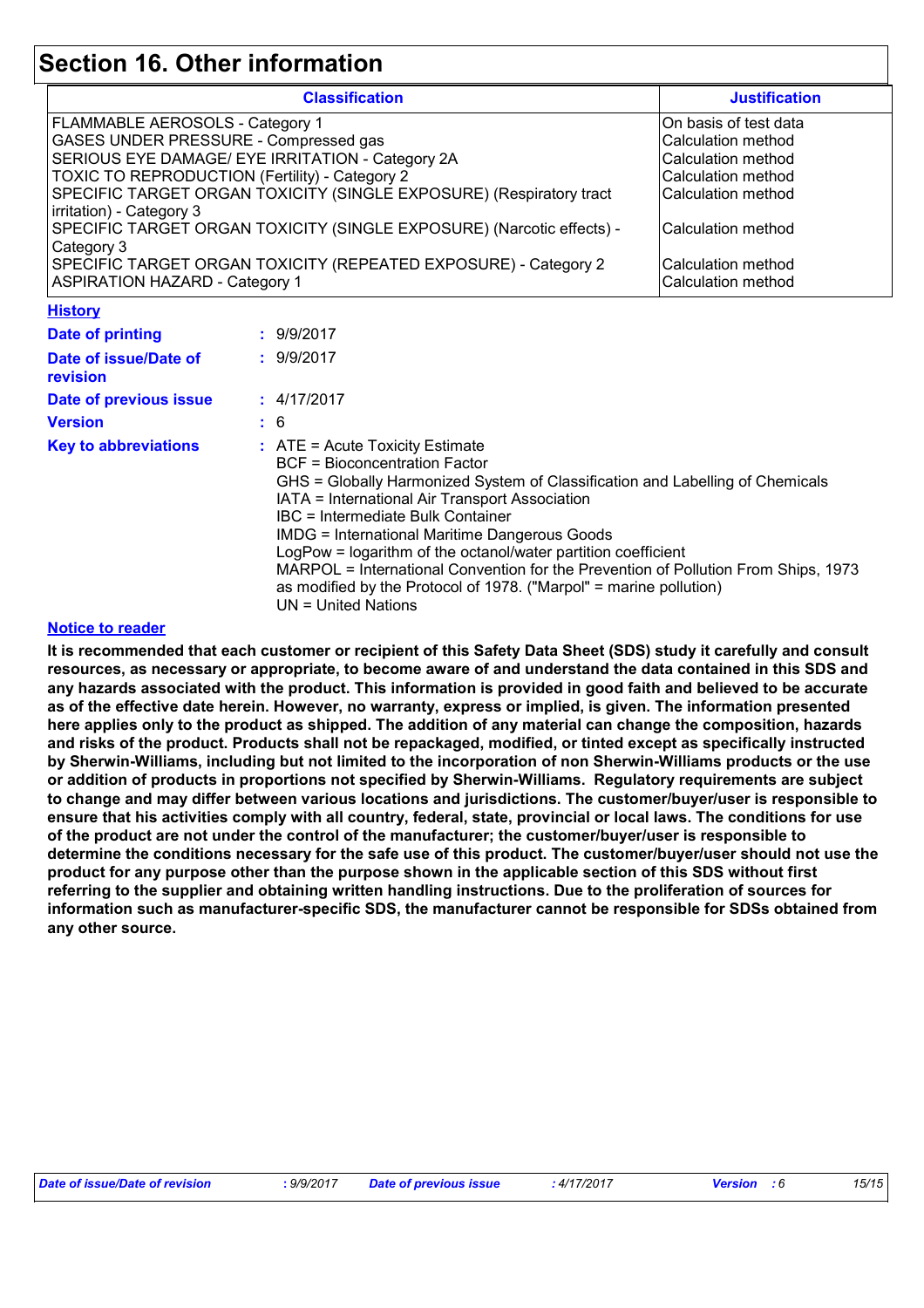# Section 16. Other information

| Classification | Justification |
|---|---|
| FLAMMABLE AEROSOLS - Category 1 | On basis of test data |
| GASES UNDER PRESSURE - Compressed gas | Calculation method |
| SERIOUS EYE DAMAGE/ EYE IRRITATION - Category 2A | Calculation method |
| TOXIC TO REPRODUCTION (Fertility) - Category 2 | Calculation method |
| SPECIFIC TARGET ORGAN TOXICITY (SINGLE EXPOSURE) (Respiratory tract irritation) - Category 3 | Calculation method |
| SPECIFIC TARGET ORGAN TOXICITY (SINGLE EXPOSURE) (Narcotic effects) - Category 3 | Calculation method |
| SPECIFIC TARGET ORGAN TOXICITY (REPEATED EXPOSURE) - Category 2 | Calculation method |
| ASPIRATION HAZARD - Category 1 | Calculation method |

**History**

**Date of printing** : 9/9/2017

**Date of issue/Date of revision** : 9/9/2017

**Date of previous issue** : 4/17/2017

**Version** : 6

**Key to abbreviations** :
ATE = Acute Toxicity Estimate
BCF = Bioconcentration Factor
GHS = Globally Harmonized System of Classification and Labelling of Chemicals
IATA = International Air Transport Association
IBC = Intermediate Bulk Container
IMDG = International Maritime Dangerous Goods
LogPow = logarithm of the octanol/water partition coefficient
MARPOL = International Convention for the Prevention of Pollution From Ships, 1973 as modified by the Protocol of 1978. ("Marpol" = marine pollution)
UN = United Nations

**Notice to reader**

**It is recommended that each customer or recipient of this Safety Data Sheet (SDS) study it carefully and consult resources, as necessary or appropriate, to become aware of and understand the data contained in this SDS and any hazards associated with the product. This information is provided in good faith and believed to be accurate as of the effective date herein. However, no warranty, express or implied, is given. The information presented here applies only to the product as shipped. The addition of any material can change the composition, hazards and risks of the product. Products shall not be repackaged, modified, or tinted except as specifically instructed by Sherwin-Williams, including but not limited to the incorporation of non Sherwin-Williams products or the use or addition of products in proportions not specified by Sherwin-Williams. Regulatory requirements are subject to change and may differ between various locations and jurisdictions. The customer/buyer/user is responsible to ensure that his activities comply with all country, federal, state, provincial or local laws. The conditions for use of the product are not under the control of the manufacturer; the customer/buyer/user is responsible to determine the conditions necessary for the safe use of this product. The customer/buyer/user should not use the product for any purpose other than the purpose shown in the applicable section of this SDS without first referring to the supplier and obtaining written handling instructions. Due to the proliferation of sources for information such as manufacturer-specific SDS, the manufacturer cannot be responsible for SDSs obtained from any other source.**